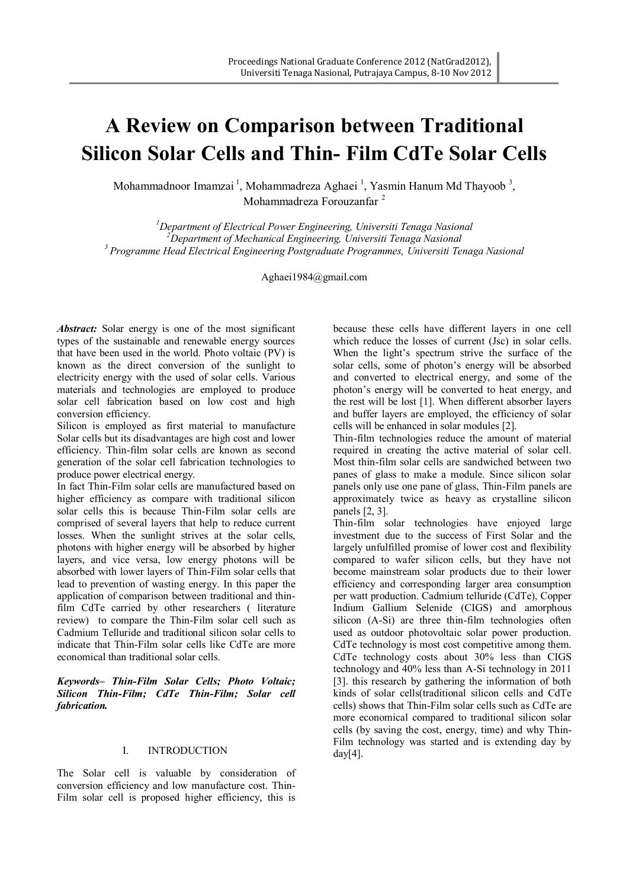# A Review on Comparison between Traditional Silicon Solar Cells and Thin- Film CdTe Solar Cells

Mohammadnoor Imamzai [1], Mohammadreza Aghaei [1], Yasmin Hanum Md Thayoob [3], Mohammadreza Forouzanfar [2]

[1]*Department of Electrical Power Engineering, Universiti Tenaga Nasional*
[2]*Department of Mechanical Engineering, Universiti Tenaga Nasional*
[3] *Programme Head Electrical Engineering Postgraduate Programmes, Universiti Tenaga Nasional*

Aghaei1984@gmail.com

***Abstract:*** Solar energy is one of the most significant types of the sustainable and renewable energy sources that have been used in the world. Photo voltaic (PV) is known as the direct conversion of the sunlight to electricity energy with the used of solar cells. Various materials and technologies are employed to produce solar cell fabrication based on low cost and high conversion efficiency.

Silicon is employed as first material to manufacture Solar cells but its disadvantages are high cost and lower efficiency. Thin-film solar cells are known as second generation of the solar cell fabrication technologies to produce power electrical energy.

In fact Thin-Film solar cells are manufactured based on higher efficiency as compare with traditional silicon solar cells this is because Thin-Film solar cells are comprised of several layers that help to reduce current losses. When the sunlight strives at the solar cells, photons with higher energy will be absorbed by higher layers, and vice versa, low energy photons will be absorbed with lower layers of Thin-Film solar cells that lead to prevention of wasting energy. In this paper the application of comparison between traditional and thin-film CdTe carried by other researchers ( literature review) to compare the Thin-Film solar cell such as Cadmium Telluride and traditional silicon solar cells to indicate that Thin-Film solar cells like CdTe are more economical than traditional solar cells.

***Keywords– Thin-Film Solar Cells; Photo Voltaic; Silicon Thin-Film; CdTe Thin-Film; Solar cell fabrication.***

## I. INTRODUCTION

The Solar cell is valuable by consideration of conversion efficiency and low manufacture cost. Thin-Film solar cell is proposed higher efficiency, this is because these cells have different layers in one cell which reduce the losses of current (Jsc) in solar cells. When the light's spectrum strive the surface of the solar cells, some of photon's energy will be absorbed and converted to electrical energy, and some of the photon's energy will be converted to heat energy, and the rest will be lost [1]. When different absorber layers and buffer layers are employed, the efficiency of solar cells will be enhanced in solar modules [2].

Thin-film technologies reduce the amount of material required in creating the active material of solar cell. Most thin-film solar cells are sandwiched between two panes of glass to make a module. Since silicon solar panels only use one pane of glass, Thin-Film panels are approximately twice as heavy as crystalline silicon panels [2, 3].

Thin-film solar technologies have enjoyed large investment due to the success of First Solar and the largely unfulfilled promise of lower cost and flexibility compared to wafer silicon cells, but they have not become mainstream solar products due to their lower efficiency and corresponding larger area consumption per watt production. Cadmium telluride (CdTe), Copper Indium Gallium Selenide (CIGS) and amorphous silicon (A-Si) are three thin-film technologies often used as outdoor photovoltaic solar power production. CdTe technology is most cost competitive among them. CdTe technology costs about 30% less than CIGS technology and 40% less than A-Si technology in 2011 [3]. this research by gathering the information of both kinds of solar cells(traditional silicon cells and CdTe cells) shows that Thin-Film solar cells such as CdTe are more economical compared to traditional silicon solar cells (by saving the cost, energy, time) and why Thin-Film technology was started and is extending day by day[4].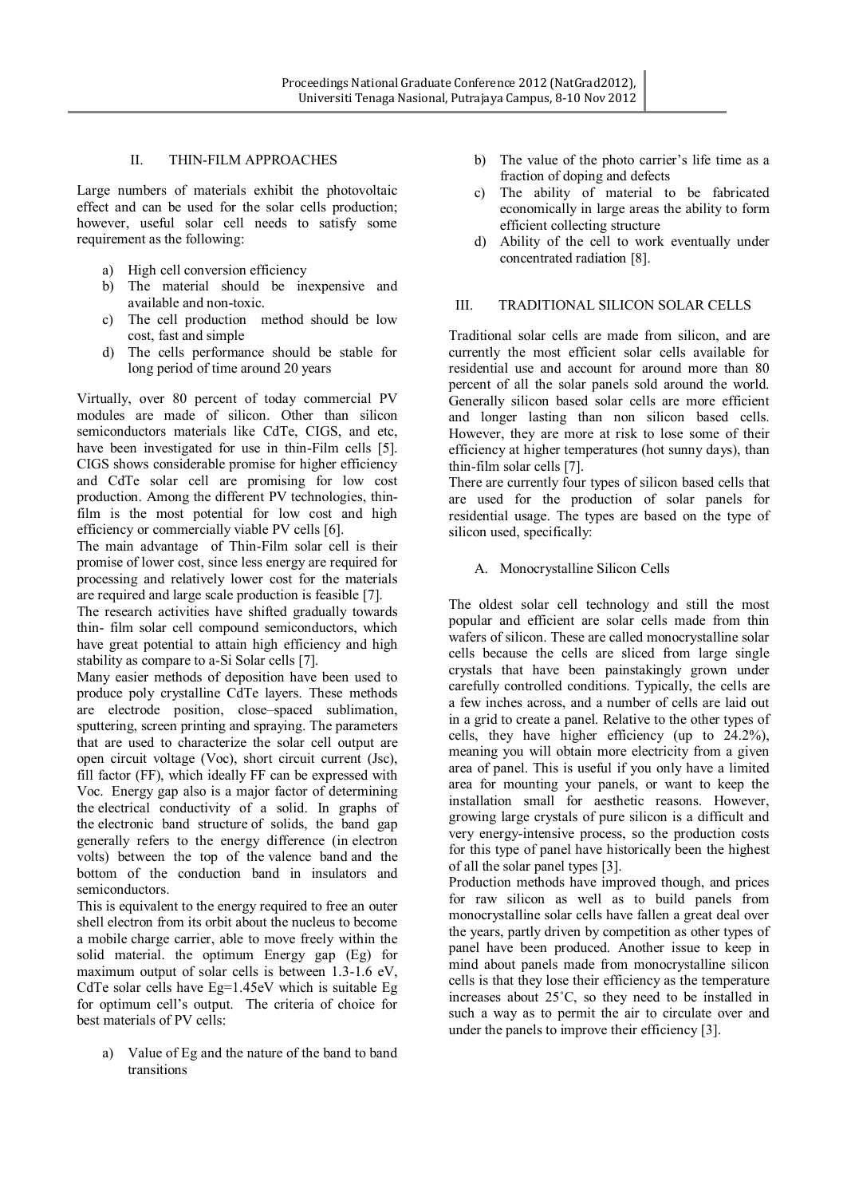## II. THIN-FILM APPROACHES

Large numbers of materials exhibit the photovoltaic effect and can be used for the solar cells production; however, useful solar cell needs to satisfy some requirement as the following:

a) High cell conversion efficiency
b) The material should be inexpensive and available and non-toxic.
c) The cell production method should be low cost, fast and simple
d) The cells performance should be stable for long period of time around 20 years

Virtually, over 80 percent of today commercial PV modules are made of silicon. Other than silicon semiconductors materials like CdTe, CIGS, and etc, have been investigated for use in thin-Film cells [5]. CIGS shows considerable promise for higher efficiency and CdTe solar cell are promising for low cost production. Among the different PV technologies, thin-film is the most potential for low cost and high efficiency or commercially viable PV cells [6].

The main advantage of Thin-Film solar cell is their promise of lower cost, since less energy are required for processing and relatively lower cost for the materials are required and large scale production is feasible [7].

The research activities have shifted gradually towards thin- film solar cell compound semiconductors, which have great potential to attain high efficiency and high stability as compare to a-Si Solar cells [7].

Many easier methods of deposition have been used to produce poly crystalline CdTe layers. These methods are electrode position, close–spaced sublimation, sputtering, screen printing and spraying. The parameters that are used to characterize the solar cell output are open circuit voltage (Voc), short circuit current (Jsc), fill factor (FF), which ideally FF can be expressed with Voc. Energy gap also is a major factor of determining the electrical conductivity of a solid. In graphs of the electronic band structure of solids, the band gap generally refers to the energy difference (in electron volts) between the top of the valence band and the bottom of the conduction band in insulators and semiconductors.

This is equivalent to the energy required to free an outer shell electron from its orbit about the nucleus to become a mobile charge carrier, able to move freely within the solid material. the optimum Energy gap (Eg) for maximum output of solar cells is between 1.3-1.6 eV, CdTe solar cells have Eg=1.45eV which is suitable Eg for optimum cell's output. The criteria of choice for best materials of PV cells:

a) Value of Eg and the nature of the band to band transitions
b) The value of the photo carrier's life time as a fraction of doping and defects
c) The ability of material to be fabricated economically in large areas the ability to form efficient collecting structure
d) Ability of the cell to work eventually under concentrated radiation [8].

## III. TRADITIONAL SILICON SOLAR CELLS

Traditional solar cells are made from silicon, and are currently the most efficient solar cells available for residential use and account for around more than 80 percent of all the solar panels sold around the world. Generally silicon based solar cells are more efficient and longer lasting than non silicon based cells. However, they are more at risk to lose some of their efficiency at higher temperatures (hot sunny days), than thin-film solar cells [7].

There are currently four types of silicon based cells that are used for the production of solar panels for residential usage. The types are based on the type of silicon used, specifically:

### A. Monocrystalline Silicon Cells

The oldest solar cell technology and still the most popular and efficient are solar cells made from thin wafers of silicon. These are called monocrystalline solar cells because the cells are sliced from large single crystals that have been painstakingly grown under carefully controlled conditions. Typically, the cells are a few inches across, and a number of cells are laid out in a grid to create a panel. Relative to the other types of cells, they have higher efficiency (up to 24.2%), meaning you will obtain more electricity from a given area of panel. This is useful if you only have a limited area for mounting your panels, or want to keep the installation small for aesthetic reasons. However, growing large crystals of pure silicon is a difficult and very energy-intensive process, so the production costs for this type of panel have historically been the highest of all the solar panel types [3].

Production methods have improved though, and prices for raw silicon as well as to build panels from monocrystalline solar cells have fallen a great deal over the years, partly driven by competition as other types of panel have been produced. Another issue to keep in mind about panels made from monocrystalline silicon cells is that they lose their efficiency as the temperature increases about 25˚C, so they need to be installed in such a way as to permit the air to circulate over and under the panels to improve their efficiency [3].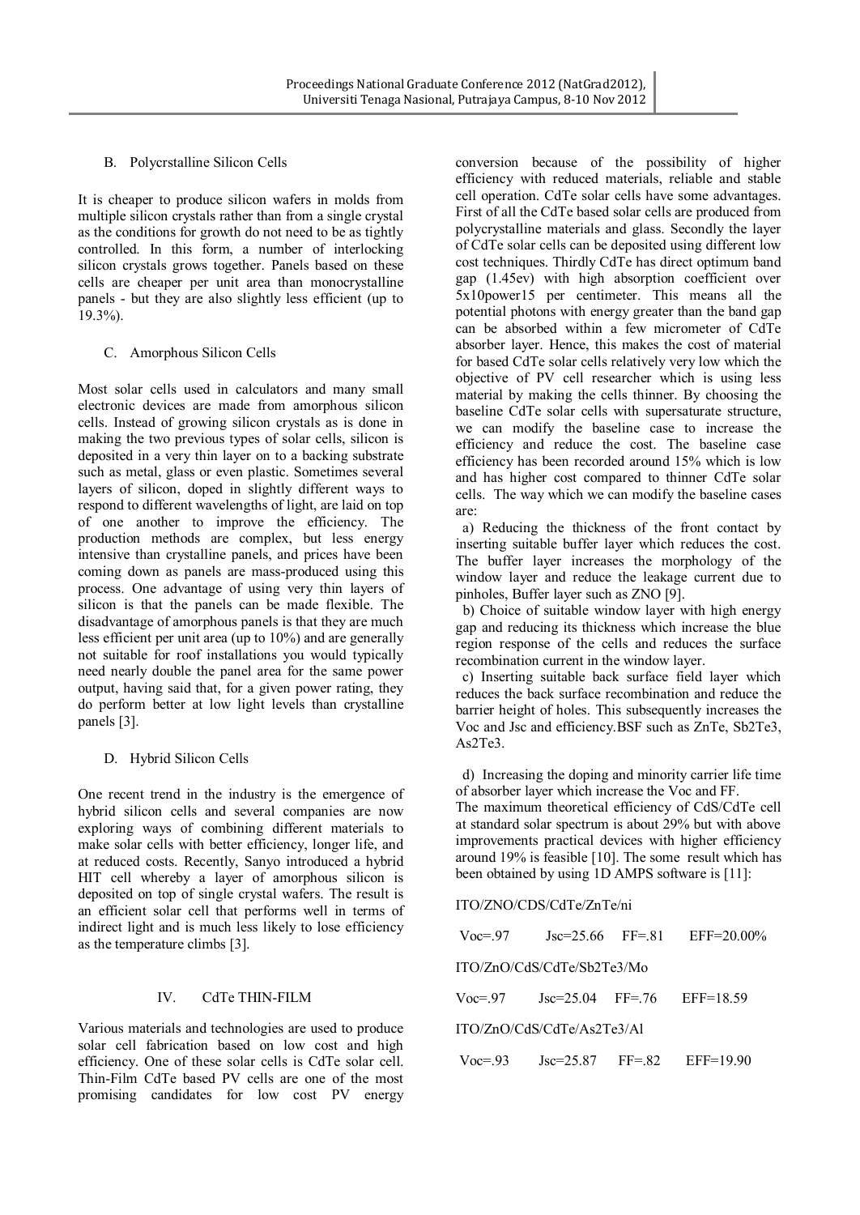### B. Polycrstalline Silicon Cells

It is cheaper to produce silicon wafers in molds from multiple silicon crystals rather than from a single crystal as the conditions for growth do not need to be as tightly controlled. In this form, a number of interlocking silicon crystals grows together. Panels based on these cells are cheaper per unit area than monocrystalline panels - but they are also slightly less efficient (up to 19.3%).

### C. Amorphous Silicon Cells

Most solar cells used in calculators and many small electronic devices are made from amorphous silicon cells. Instead of growing silicon crystals as is done in making the two previous types of solar cells, silicon is deposited in a very thin layer on to a backing substrate such as metal, glass or even plastic. Sometimes several layers of silicon, doped in slightly different ways to respond to different wavelengths of light, are laid on top of one another to improve the efficiency. The production methods are complex, but less energy intensive than crystalline panels, and prices have been coming down as panels are mass-produced using this process. One advantage of using very thin layers of silicon is that the panels can be made flexible. The disadvantage of amorphous panels is that they are much less efficient per unit area (up to 10%) and are generally not suitable for roof installations you would typically need nearly double the panel area for the same power output, having said that, for a given power rating, they do perform better at low light levels than crystalline panels [3].

### D. Hybrid Silicon Cells

One recent trend in the industry is the emergence of hybrid silicon cells and several companies are now exploring ways of combining different materials to make solar cells with better efficiency, longer life, and at reduced costs. Recently, Sanyo introduced a hybrid HIT cell whereby a layer of amorphous silicon is deposited on top of single crystal wafers. The result is an efficient solar cell that performs well in terms of indirect light and is much less likely to lose efficiency as the temperature climbs [3].

## IV. CdTe THIN-FILM

Various materials and technologies are used to produce solar cell fabrication based on low cost and high efficiency. One of these solar cells is CdTe solar cell. Thin-Film CdTe based PV cells are one of the most promising candidates for low cost PV energy conversion because of the possibility of higher efficiency with reduced materials, reliable and stable cell operation. CdTe solar cells have some advantages. First of all the CdTe based solar cells are produced from polycrystalline materials and glass. Secondly the layer of CdTe solar cells can be deposited using different low cost techniques. Thirdly CdTe has direct optimum band gap (1.45ev) with high absorption coefficient over 5x10power15 per centimeter. This means all the potential photons with energy greater than the band gap can be absorbed within a few micrometer of CdTe absorber layer. Hence, this makes the cost of material for based CdTe solar cells relatively very low which the objective of PV cell researcher which is using less material by making the cells thinner. By choosing the baseline CdTe solar cells with supersaturate structure, we can modify the baseline case to increase the efficiency and reduce the cost. The baseline case efficiency has been recorded around 15% which is low and has higher cost compared to thinner CdTe solar cells. The way which we can modify the baseline cases are:

a) Reducing the thickness of the front contact by inserting suitable buffer layer which reduces the cost. The buffer layer increases the morphology of the window layer and reduce the leakage current due to pinholes, Buffer layer such as ZNO [9].

b) Choice of suitable window layer with high energy gap and reducing its thickness which increase the blue region response of the cells and reduces the surface recombination current in the window layer.

c) Inserting suitable back surface field layer which reduces the back surface recombination and reduce the barrier height of holes. This subsequently increases the Voc and Jsc and efficiency.BSF such as ZnTe, $Sb_2Te_3$, $As_2Te_3$.

d) Increasing the doping and minority carrier life time of absorber layer which increase the Voc and FF.

The maximum theoretical efficiency of CdS/CdTe cell at standard solar spectrum is about 29% but with above improvements practical devices with higher efficiency around 19% is feasible [10]. The some result which has been obtained by using 1D AMPS software is [11]:

ITO/ZNO/CDS/CdTe/ZnTe/ni

Voc=.97 Jsc=25.66 FF=.81 EFF=20.00%

ITO/ZnO/CdS/CdTe/$Sb_2Te_3$/Mo

Voc=.97 Jsc=25.04 FF=.76 EFF=18.59

ITO/ZnO/CdS/CdTe/$As_2Te_3$/Al

Voc=.93 Jsc=25.87 FF=.82 EFF=19.90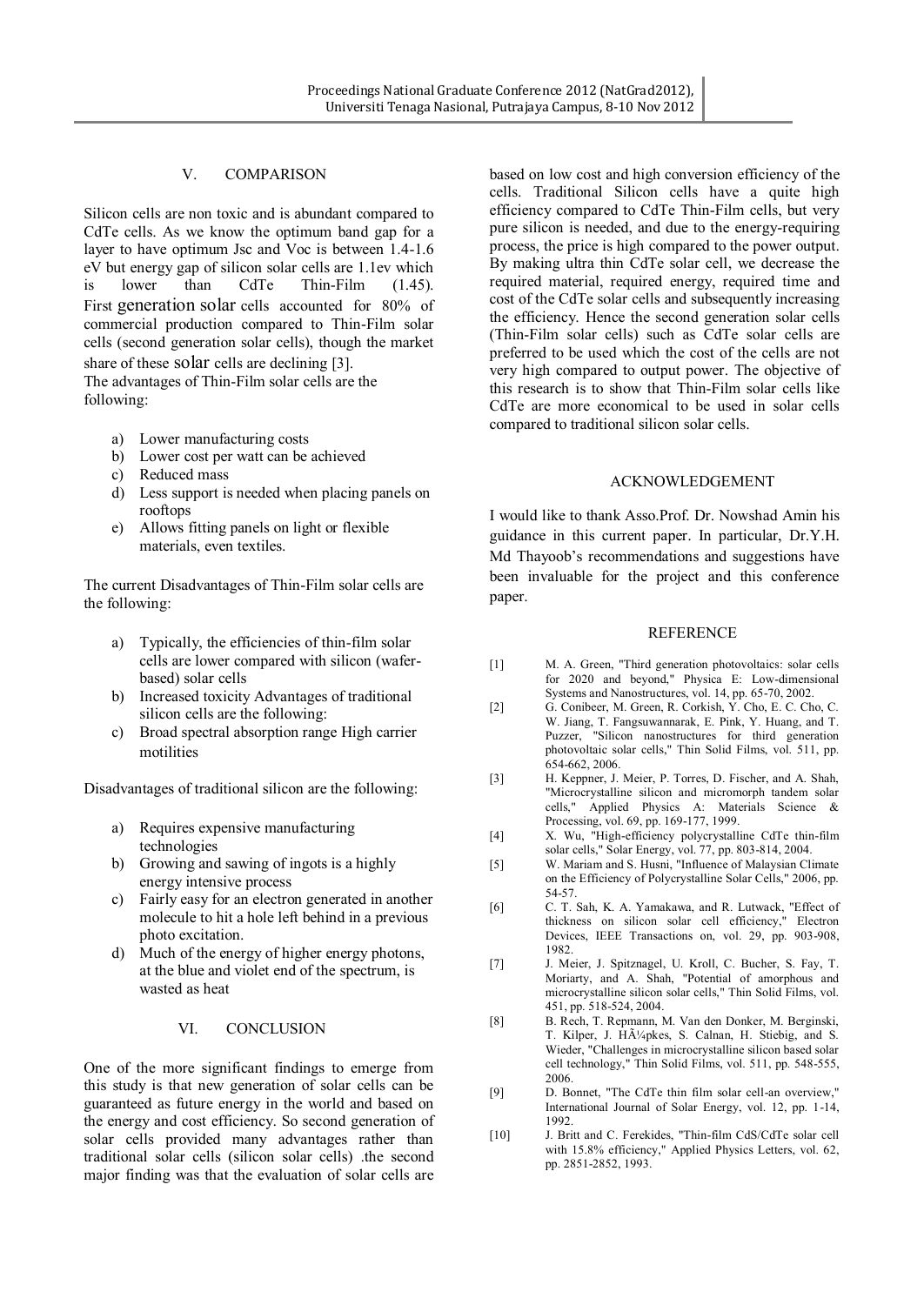## V. COMPARISON

Silicon cells are non toxic and is abundant compared to CdTe cells. As we know the optimum band gap for a layer to have optimum Jsc and Voc is between 1.4-1.6 eV but energy gap of silicon solar cells are 1.1ev which is lower than CdTe Thin-Film (1.45). First generation solar cells accounted for 80% of commercial production compared to Thin-Film solar cells (second generation solar cells), though the market share of these solar cells are declining [3].

The advantages of Thin-Film solar cells are the following:

a) Lower manufacturing costs
b) Lower cost per watt can be achieved
c) Reduced mass
d) Less support is needed when placing panels on rooftops
e) Allows fitting panels on light or flexible materials, even textiles.

The current Disadvantages of Thin-Film solar cells are the following:

a) Typically, the efficiencies of thin-film solar cells are lower compared with silicon (wafer-based) solar cells
b) Increased toxicity Advantages of traditional silicon cells are the following:
c) Broad spectral absorption range High carrier motilities

Disadvantages of traditional silicon are the following:

a) Requires expensive manufacturing technologies
b) Growing and sawing of ingots is a highly energy intensive process
c) Fairly easy for an electron generated in another molecule to hit a hole left behind in a previous photo excitation.
d) Much of the energy of higher energy photons, at the blue and violet end of the spectrum, is wasted as heat

## VI. CONCLUSION

One of the more significant findings to emerge from this study is that new generation of solar cells can be guaranteed as future energy in the world and based on the energy and cost efficiency. So second generation of solar cells provided many advantages rather than traditional solar cells (silicon solar cells) .the second major finding was that the evaluation of solar cells are based on low cost and high conversion efficiency of the cells. Traditional Silicon cells have a quite high efficiency compared to CdTe Thin-Film cells, but very pure silicon is needed, and due to the energy-requiring process, the price is high compared to the power output. By making ultra thin CdTe solar cell, we decrease the required material, required energy, required time and cost of the CdTe solar cells and subsequently increasing the efficiency. Hence the second generation solar cells (Thin-Film solar cells) such as CdTe solar cells are preferred to be used which the cost of the cells are not very high compared to output power. The objective of this research is to show that Thin-Film solar cells like CdTe are more economical to be used in solar cells compared to traditional silicon solar cells.

## ACKNOWLEDGEMENT

I would like to thank Asso.Prof. Dr. Nowshad Amin his guidance in this current paper. In particular, Dr.Y.H. Md Thayoob's recommendations and suggestions have been invaluable for the project and this conference paper.

## REFERENCE

[1] M. A. Green, "Third generation photovoltaics: solar cells for 2020 and beyond," Physica E: Low-dimensional Systems and Nanostructures, vol. 14, pp. 65-70, 2002.

[2] G. Conibeer, M. Green, R. Corkish, Y. Cho, E. C. Cho, C. W. Jiang, T. Fangsuwannarak, E. Pink, Y. Huang, and T. Puzzer, "Silicon nanostructures for third generation photovoltaic solar cells," Thin Solid Films, vol. 511, pp. 654-662, 2006.

[3] H. Keppner, J. Meier, P. Torres, D. Fischer, and A. Shah, "Microcrystalline silicon and micromorph tandem solar cells," Applied Physics A: Materials Science & Processing, vol. 69, pp. 169-177, 1999.

[4] X. Wu, "High-efficiency polycrystalline CdTe thin-film solar cells," Solar Energy, vol. 77, pp. 803-814, 2004.

[5] W. Mariam and S. Husni, "Influence of Malaysian Climate on the Efficiency of Polycrystalline Solar Cells," 2006, pp. 54-57.

[6] C. T. Sah, K. A. Yamakawa, and R. Lutwack, "Effect of thickness on silicon solar cell efficiency," Electron Devices, IEEE Transactions on, vol. 29, pp. 903-908, 1982.

[7] J. Meier, J. Spitznagel, U. Kroll, C. Bucher, S. Fay, T. Moriarty, and A. Shah, "Potential of amorphous and microcrystalline silicon solar cells," Thin Solid Films, vol. 451, pp. 518-524, 2004.

[8] B. Rech, T. Repmann, M. Van den Donker, M. Berginski, T. Kilper, J. HÃ¼pkes, S. Calnan, H. Stiebig, and S. Wieder, "Challenges in microcrystalline silicon based solar cell technology," Thin Solid Films, vol. 511, pp. 548-555, 2006.

[9] D. Bonnet, "The CdTe thin film solar cell-an overview," International Journal of Solar Energy, vol. 12, pp. 1-14, 1992.

[10] J. Britt and C. Ferekides, "Thin-film CdS/CdTe solar cell with 15.8% efficiency," Applied Physics Letters, vol. 62, pp. 2851-2852, 1993.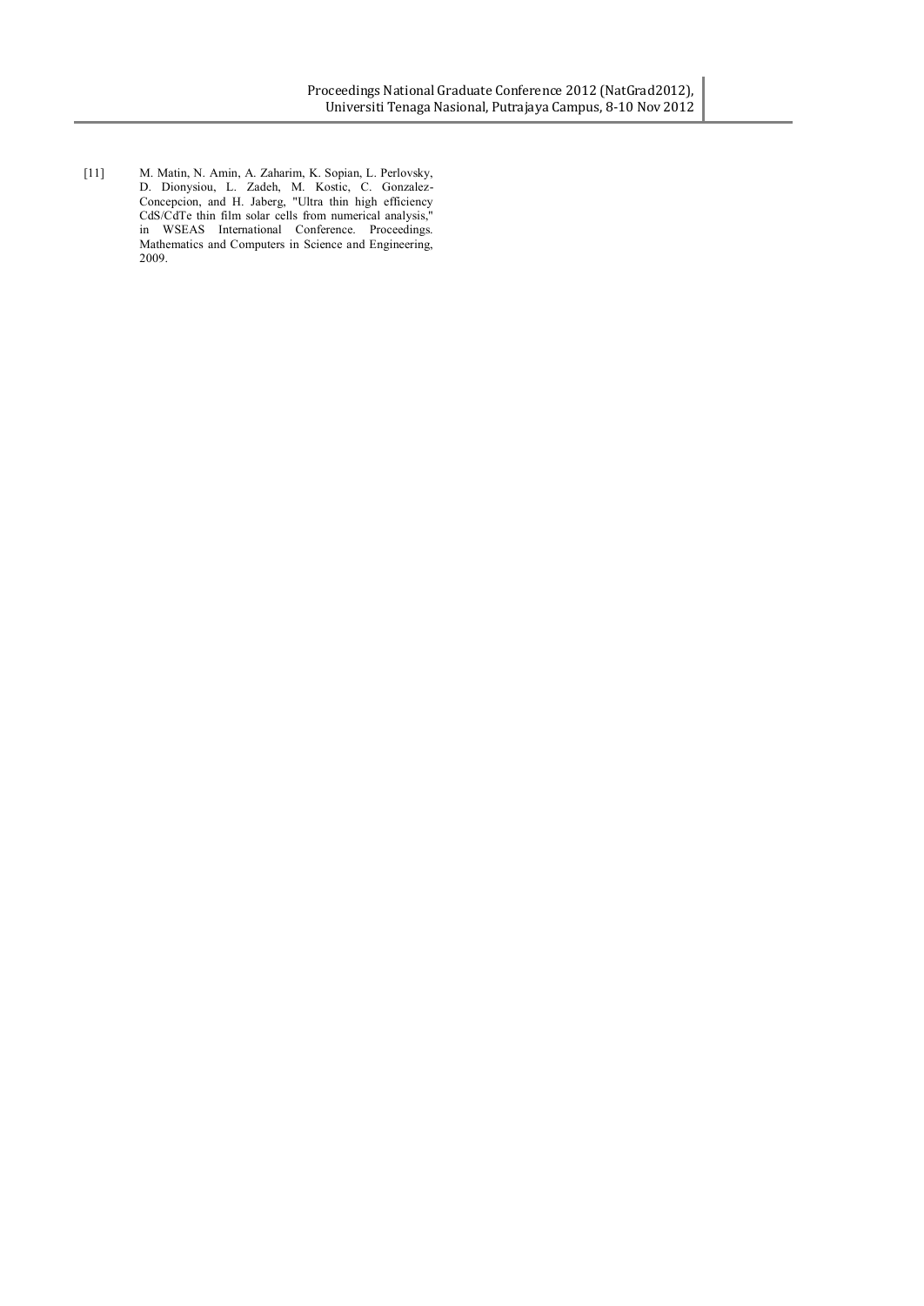[11] M. Matin, N. Amin, A. Zaharim, K. Sopian, L. Perlovsky, D. Dionysiou, L. Zadeh, M. Kostic, C. Gonzalez-Concepcion, and H. Jaberg, "Ultra thin high efficiency CdS/CdTe thin film solar cells from numerical analysis," in WSEAS International Conference. Proceedings. Mathematics and Computers in Science and Engineering, 2009.